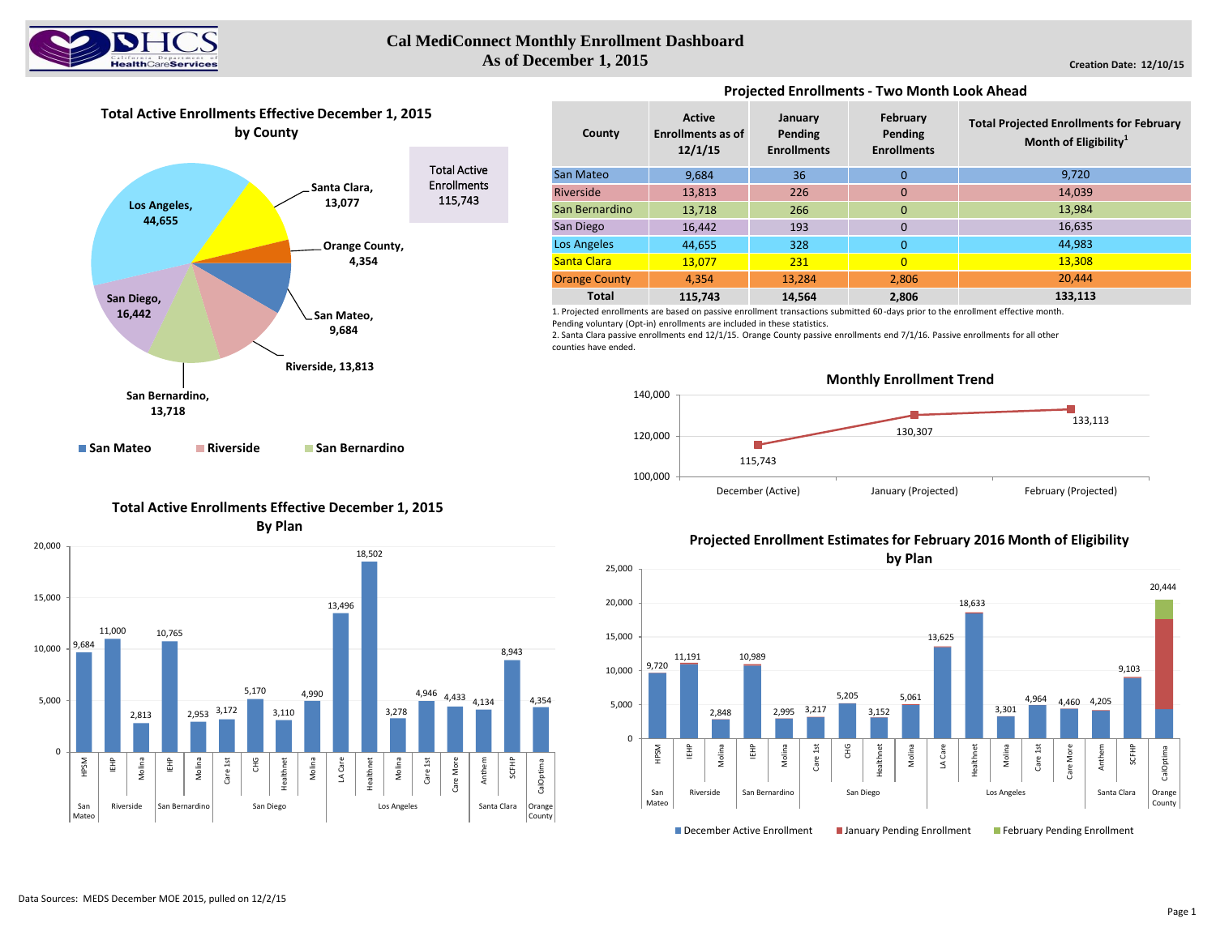# Cal MediConnect Monthly Enrollment Dashboard
## As of December 1, 2015

Creation Date: 12/10/15

### Total Active Enrollments Effective December 1, 2015 by County

Los Angeles, 44,655
Santa Clara, 13,077
Orange County, 4,354
San Mateo, 9,684
Riverside, 13,813
San Bernardino, 13,718
San Diego, 16,442

Total Active Enrollments 115,743

San Mateo | Riverside | San Bernardino

### Projected Enrollments - Two Month Look Ahead

| County | Active Enrollments as of 12/1/15 | January Pending Enrollments | February Pending Enrollments | Total Projected Enrollments for February Month of Eligibility[1] |
|---|---|---|---|---|
| San Mateo | 9,684 | 36 | 0 | 9,720 |
| Riverside | 13,813 | 226 | 0 | 14,039 |
| San Bernardino | 13,718 | 266 | 0 | 13,984 |
| San Diego | 16,442 | 193 | 0 | 16,635 |
| Los Angeles | 44,655 | 328 | 0 | 44,983 |
| Santa Clara | 13,077 | 231 | 0 | 13,308 |
| Orange County | 4,354 | 13,284 | 2,806 | 20,444 |
| **Total** | **115,743** | **14,564** | **2,806** | **133,113** |

1. Projected enrollments are based on passive enrollment transactions submitted 60-days prior to the enrollment effective month. Pending voluntary (Opt-in) enrollments are included in these statistics.
2. Santa Clara passive enrollments end 12/1/15. Orange County passive enrollments end 7/1/16. Passive enrollments for all other counties have ended.

### Monthly Enrollment Trend

| | December (Active) | January (Projected) | February (Projected) |
|---|---|---|---|
| Enrollment | 115,743 | 130,307 | 133,113 |

### Total Active Enrollments Effective December 1, 2015 By Plan

| County | Plan | Enrollment |
|---|---|---|
| San Mateo | HPSM | 9,684 |
| Riverside | IEHP | 11,000 |
| Riverside | Molina | 2,813 |
| San Bernardino | IEHP | 10,765 |
| San Bernardino | Molina | 2,953 |
| San Diego | Care 1st | 3,172 |
| San Diego | CHG | 5,170 |
| San Diego | Healthnet | 3,110 |
| San Diego | Molina | 4,990 |
| Los Angeles | LA Care | 13,496 |
| Los Angeles | Healthnet | 18,502 |
| Los Angeles | Molina | 3,278 |
| Los Angeles | Care 1st | 4,946 |
| Los Angeles | Care More | 4,433 |
| Santa Clara | Anthem | 4,134 |
| Santa Clara | SCFHP | 8,943 |
| Orange County | CalOptima | 4,354 |

### Projected Enrollment Estimates for February 2016 Month of Eligibility by Plan

| County | Plan | Total |
|---|---|---|
| San Mateo | HPSM | 9,720 |
| Riverside | IEHP | 11,191 |
| Riverside | Molina | 2,848 |
| San Bernardino | IEHP | 10,989 |
| San Bernardino | Molina | 2,995 |
| San Diego | Care 1st | 3,217 |
| San Diego | CHG | 5,205 |
| San Diego | Healthnet | 3,152 |
| San Diego | Molina | 5,061 |
| Los Angeles | LA Care | 13,625 |
| Los Angeles | Healthnet | 18,633 |
| Los Angeles | Molina | 3,301 |
| Los Angeles | Care 1st | 4,964 |
| Los Angeles | Care More | 4,460 |
| Santa Clara | Anthem | 4,205 |
| Santa Clara | SCFHP | 9,103 |
| Orange County | CalOptima | 20,444 |

December Active Enrollment | January Pending Enrollment | February Pending Enrollment

Data Sources: MEDS December MOE 2015, pulled on 12/2/15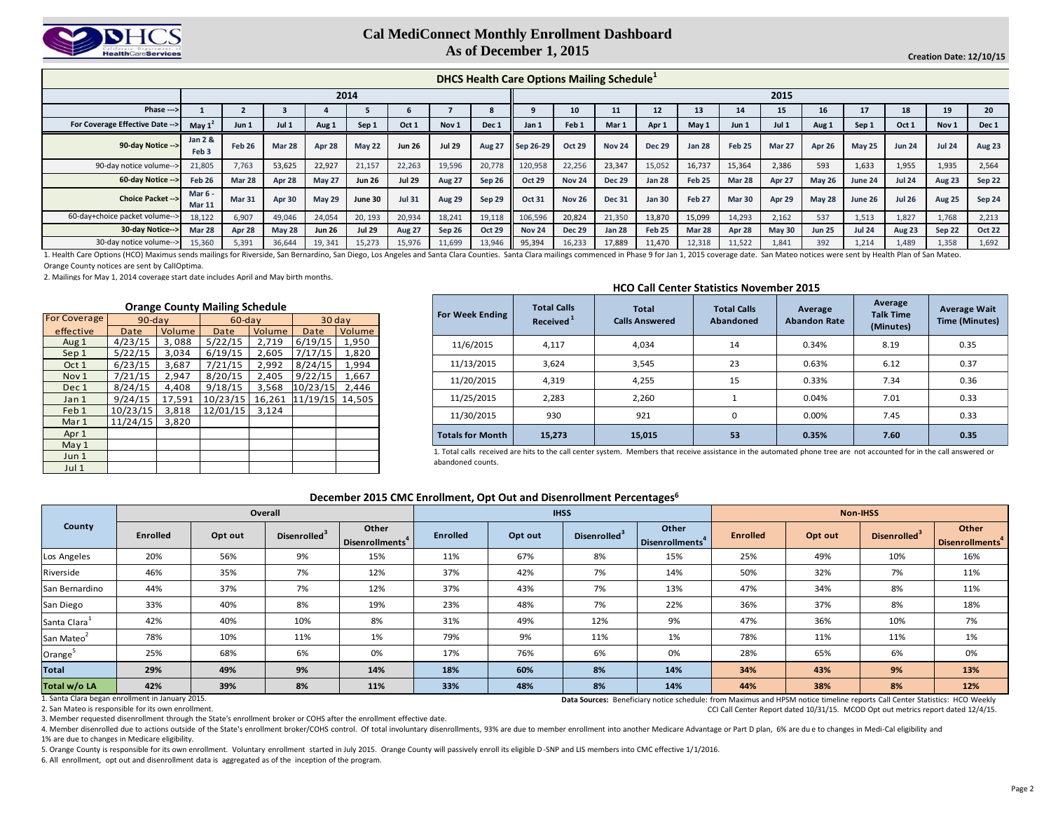# Cal MediConnect Monthly Enrollment Dashboard
# As of December 1, 2015

Creation Date: 12/10/15

## DHCS Health Care Options Mailing Schedule[1]

| | 2014 | | | | | | | | 2015 | | | | | | | | | | | |
|---|---|---|---|---|---|---|---|---|---|---|---|---|---|---|---|---|---|---|---|---|
| Phase ---> | 1 | 2 | 3 | 4 | 5 | 6 | 7 | 8 | 9 | 10 | 11 | 12 | 13 | 14 | 15 | 16 | 17 | 18 | 19 | 20 |
| For Coverage Effective Date --> | May 1[2] | Jun 1 | Jul 1 | Aug 1 | Sep 1 | Oct 1 | Nov 1 | Dec 1 | Jan 1 | Feb 1 | Mar 1 | Apr 1 | May 1 | Jun 1 | Jul 1 | Aug 1 | Sep 1 | Oct 1 | Nov 1 | Dec 1 |
| 90-day Notice --> | Jan 2 & Feb 3 | Feb 26 | Mar 28 | Apr 28 | May 22 | Jun 26 | Jul 29 | Aug 27 | Sep 26-29 | Oct 29 | Nov 24 | Dec 29 | Jan 28 | Feb 25 | Mar 27 | Apr 26 | May 25 | Jun 24 | Jul 24 | Aug 23 |
| 90-day notice volume--> | 21,805 | 7,763 | 53,625 | 22,927 | 21,157 | 22,263 | 19,596 | 20,778 | 120,958 | 22,256 | 23,347 | 15,052 | 16,737 | 15,364 | 2,386 | 593 | 1,633 | 1,955 | 1,935 | 2,564 |
| 60-day Notice --> | Feb 26 | Mar 28 | Apr 28 | May 27 | Jun 26 | Jul 29 | Aug 27 | Sep 26 | Oct 29 | Nov 24 | Dec 29 | Jan 28 | Feb 25 | Mar 28 | Apr 27 | May 26 | June 24 | Jul 24 | Aug 23 | Sep 22 |
| Choice Packet --> | Mar 6 - Mar 11 | Mar 31 | Apr 30 | May 29 | June 30 | Jul 31 | Aug 29 | Sep 29 | Oct 31 | Nov 26 | Dec 31 | Jan 30 | Feb 27 | Mar 30 | Apr 29 | May 28 | June 26 | Jul 26 | Aug 25 | Sep 24 |
| 60-day+choice packet volume--> | 18,122 | 6,907 | 49,046 | 24,054 | 20, 193 | 20,934 | 18,241 | 19,118 | 106,596 | 20,824 | 21,350 | 13,870 | 15,099 | 14,293 | 2,162 | 537 | 1,513 | 1,827 | 1,768 | 2,213 |
| 30-day Notice--> | Mar 28 | Apr 28 | May 28 | Jun 26 | Jul 29 | Aug 27 | Sep 26 | Oct 29 | Nov 24 | Dec 29 | Jan 28 | Feb 25 | Mar 28 | Apr 28 | May 30 | Jun 25 | Jul 24 | Aug 23 | Sep 22 | Oct 22 |
| 30-day notice volume--> | 15,360 | 5,391 | 36,644 | 19, 341 | 15,273 | 15,976 | 11,699 | 13,946 | 95,394 | 16,233 | 17,889 | 11,470 | 12,318 | 11,522 | 1,841 | 392 | 1,214 | 1,489 | 1,358 | 1,692 |

1. Health Care Options (HCO) Maximus sends mailings for Riverside, San Bernardino, San Diego, Los Angeles and Santa Clara Counties. Santa Clara mailings commenced in Phase 9 for Jan 1, 2015 coverage date. San Mateo notices were sent by Health Plan of San Mateo. Orange County notices are sent by CallOptima.

2. Mailings for May 1, 2014 coverage start date includes April and May birth months.

### Orange County Mailing Schedule

| For Coverage effective | 90-day | | 60-day | | 30 day | |
|---|---|---|---|---|---|---|
| | Date | Volume | Date | Volume | Date | Volume |
| Aug 1 | 4/23/15 | 3, 088 | 5/22/15 | 2,719 | 6/19/15 | 1,950 |
| Sep 1 | 5/22/15 | 3,034 | 6/19/15 | 2,605 | 7/17/15 | 1,820 |
| Oct 1 | 6/23/15 | 3,687 | 7/21/15 | 2,992 | 8/24/15 | 1,994 |
| Nov 1 | 7/21/15 | 2,947 | 8/20/15 | 2,405 | 9/22/15 | 1,667 |
| Dec 1 | 8/24/15 | 4,408 | 9/18/15 | 3,568 | 10/23/15 | 2,446 |
| Jan 1 | 9/24/15 | 17,591 | 10/23/15 | 16,261 | 11/19/15 | 14,505 |
| Feb 1 | 10/23/15 | 3,818 | 12/01/15 | 3,124 | | |
| Mar 1 | 11/24/15 | 3,820 | | | | |
| Apr 1 | | | | | | |
| May 1 | | | | | | |
| Jun 1 | | | | | | |
| Jul 1 | | | | | | |

### HCO Call Center Statistics November 2015

| For Week Ending | Total Calls Received[1] | Total Calls Answered | Total Calls Abandoned | Average Abandon Rate | Average Talk Time (Minutes) | Average Wait Time (Minutes) |
|---|---|---|---|---|---|---|
| 11/6/2015 | 4,117 | 4,034 | 14 | 0.34% | 8.19 | 0.35 |
| 11/13/2015 | 3,624 | 3,545 | 23 | 0.63% | 6.12 | 0.37 |
| 11/20/2015 | 4,319 | 4,255 | 15 | 0.33% | 7.34 | 0.36 |
| 11/25/2015 | 2,283 | 2,260 | 1 | 0.04% | 7.01 | 0.33 |
| 11/30/2015 | 930 | 921 | 0 | 0.00% | 7.45 | 0.33 |
| Totals for Month | 15,273 | 15,015 | 53 | 0.35% | 7.60 | 0.35 |

1. Total calls received are hits to the call center system. Members that receive assistance in the automated phone tree are not accounted for in the call answered or abandoned counts.

### December 2015 CMC Enrollment, Opt Out and Disenrollment Percentages[6]

| County | Overall | | | | IHSS | | | | Non-IHSS | | | |
|---|---|---|---|---|---|---|---|---|---|---|---|---|
| | Enrolled | Opt out | Disenrolled[3] | Other Disenrollments[4] | Enrolled | Opt out | Disenrolled[3] | Other Disenrollments[4] | Enrolled | Opt out | Disenrolled[3] | Other Disenrollments[4] |
| Los Angeles | 20% | 56% | 9% | 15% | 11% | 67% | 8% | 15% | 25% | 49% | 10% | 16% |
| Riverside | 46% | 35% | 7% | 12% | 37% | 42% | 7% | 14% | 50% | 32% | 7% | 11% |
| San Bernardino | 44% | 37% | 7% | 12% | 37% | 43% | 7% | 13% | 47% | 34% | 8% | 11% |
| San Diego | 33% | 40% | 8% | 19% | 23% | 48% | 7% | 22% | 36% | 37% | 8% | 18% |
| Santa Clara[1] | 42% | 40% | 10% | 8% | 31% | 49% | 12% | 9% | 47% | 36% | 10% | 7% |
| San Mateo[2] | 78% | 10% | 11% | 1% | 79% | 9% | 11% | 1% | 78% | 11% | 11% | 1% |
| Orange[5] | 25% | 68% | 6% | 0% | 17% | 76% | 6% | 0% | 28% | 65% | 6% | 0% |
| **Total** | **29%** | **49%** | **9%** | **14%** | **18%** | **60%** | **8%** | **14%** | **34%** | **43%** | **9%** | **13%** |
| **Total w/o LA** | **42%** | **39%** | **8%** | **11%** | **33%** | **48%** | **8%** | **14%** | **44%** | **38%** | **8%** | **12%** |

1. Santa Clara began enrollment in January 2015.

2. San Mateo is responsible for its own enrollment.

3. Member requested disenrollment through the State's enrollment broker or COHS after the enrollment effective date.

4. Member disenrolled due to actions outside of the State's enrollment broker/COHS control. Of total involuntary disenrollments, 93% are due to member enrollment into another Medicare Advantage or Part D plan, 6% are due to changes in Medi-Cal eligibility and 1% are due to changes in Medicare eligibility.

5. Orange County is responsible for its own enrollment. Voluntary enrollment started in July 2015. Orange County will passively enroll its eligible D-SNP and LIS members into CMC effective 1/1/2016.

6. All enrollment, opt out and disenrollment data is aggregated as of the inception of the program.

**Data Sources:** Beneficiary notice schedule: from Maximus and HPSM notice timeline reports Call Center Statistics: HCO Weekly CCI Call Center Report dated 10/31/15. MCOD Opt out metrics report dated 12/4/15.